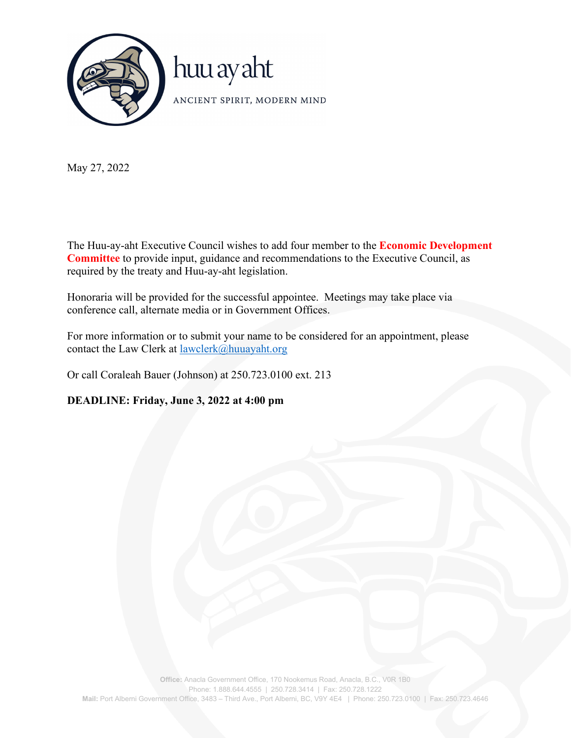huu ay aht

ANCIENT SPIRIT, MODERN MIND

May 27, 2022

The Huu-ay-aht Executive Council wishes to add four member to the **Economic Development Committee** to provide input, guidance and recommendations to the Executive Council, as required by the treaty and Huu-ay-aht legislation.

Honoraria will be provided for the successful appointee. Meetings may take place via conference call, alternate media or in Government Offices.

For more information or to submit your name to be considered for an appointment, please contact the Law Clerk at lawclerk@huuayaht.org

Or call Coraleah Bauer (Johnson) at 250.723.0100 ext. 213

**DEADLINE: Friday, June 3, 2022 at 4:00 pm**

**Office:** Anacla Government Office, 170 Nookemus Road, Anacla, B.C., V0R 1B0
Phone: 1.888.644.4555 | 250.728.3414 | Fax: 250.728.1222
**Mail:** Port Alberni Government Office, 3483 – Third Ave., Port Alberni, BC, V9Y 4E4 | Phone: 250.723.0100 | Fax: 250.723.4646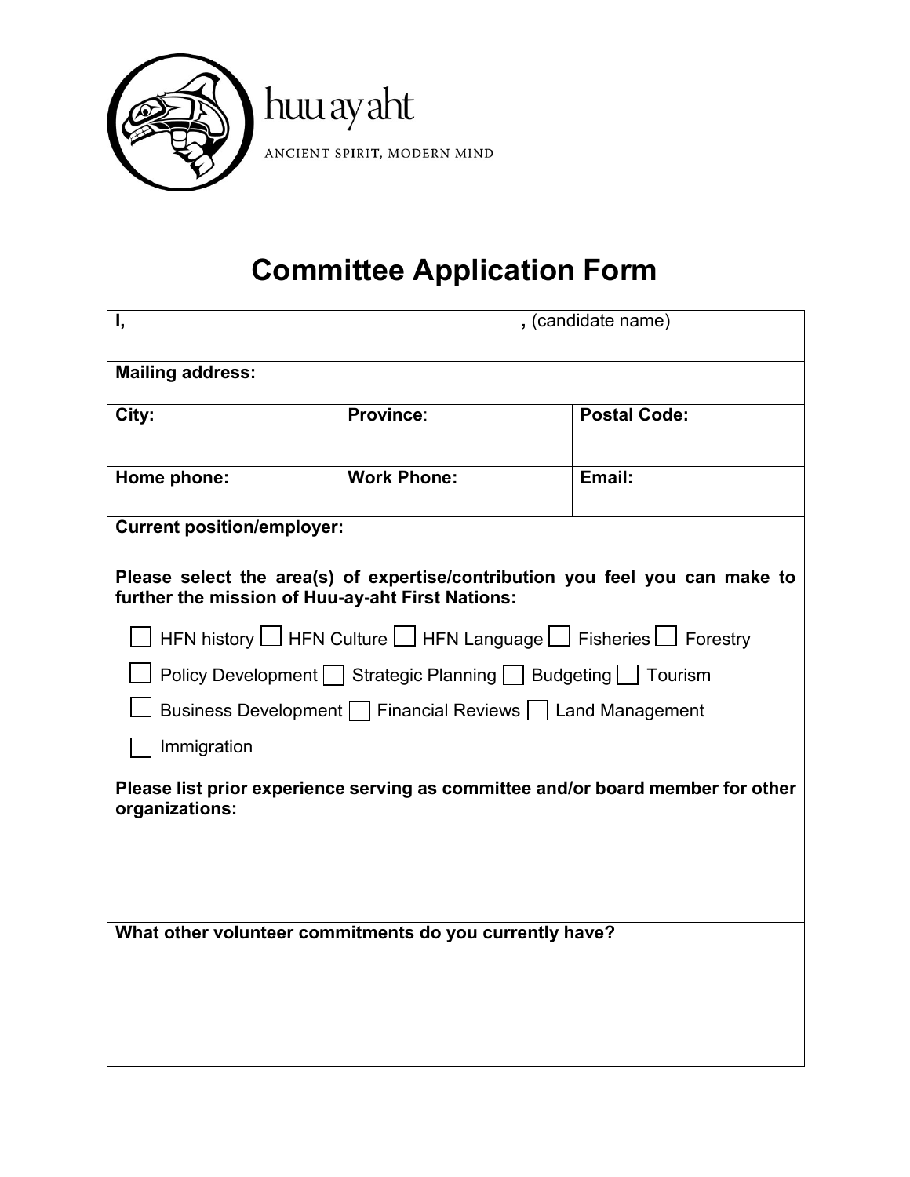huu ay aht

ANCIENT SPIRIT, MODERN MIND

# Committee Application Form

| **I,** | **,** (candidate name) | |
|---|---|---|
| **Mailing address:** | | |
| **City:** | **Province**: | **Postal Code:** |
| **Home phone:** | **Work Phone:** | **Email:** |
| **Current position/employer:** | | |

**Please select the area(s) of expertise/contribution you feel you can make to further the mission of Huu-ay-aht First Nations:**

☐ HFN history ☐ HFN Culture ☐ HFN Language ☐ Fisheries ☐ Forestry

☐ Policy Development ☐ Strategic Planning ☐ Budgeting ☐ Tourism

☐ Business Development ☐ Financial Reviews ☐ Land Management

☐ Immigration

**Please list prior experience serving as committee and/or board member for other organizations:**

**What other volunteer commitments do you currently have?**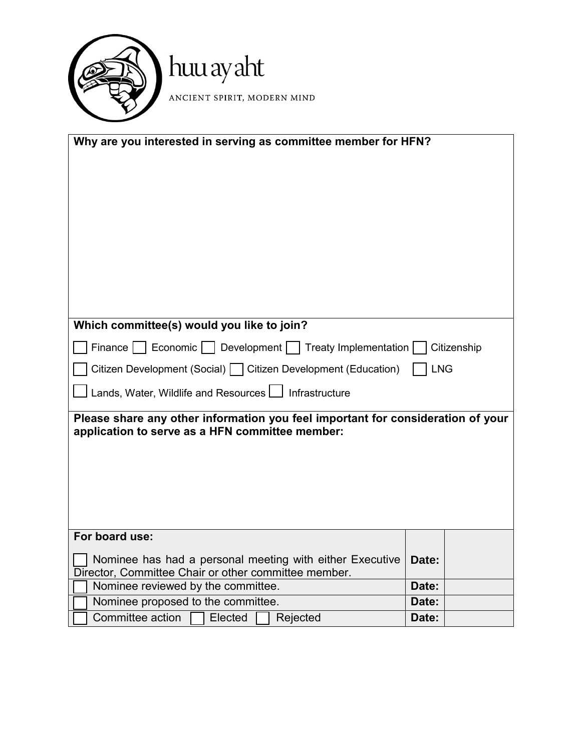huu ay aht

ANCIENT SPIRIT, MODERN MIND

**Why are you interested in serving as committee member for HFN?**

**Which committee(s) would you like to join?**

☐ Finance ☐ Economic ☐ Development ☐ Treaty Implementation ☐ Citizenship

☐ Citizen Development (Social) ☐ Citizen Development (Education) ☐ LNG

☐ Lands, Water, Wildlife and Resources ☐ Infrastructure

**Please share any other information you feel important for consideration of your application to serve as a HFN committee member:**

| | | |
|---|---|---|
| **For board use:**<br><br>☐ Nominee has had a personal meeting with either Executive Director, Committee Chair or other committee member. | **Date:** | |
| ☐ Nominee reviewed by the committee. | **Date:** | |
| ☐ Nominee proposed to the committee. | **Date:** | |
| ☐ Committee action ☐ Elected ☐ Rejected | **Date:** | |